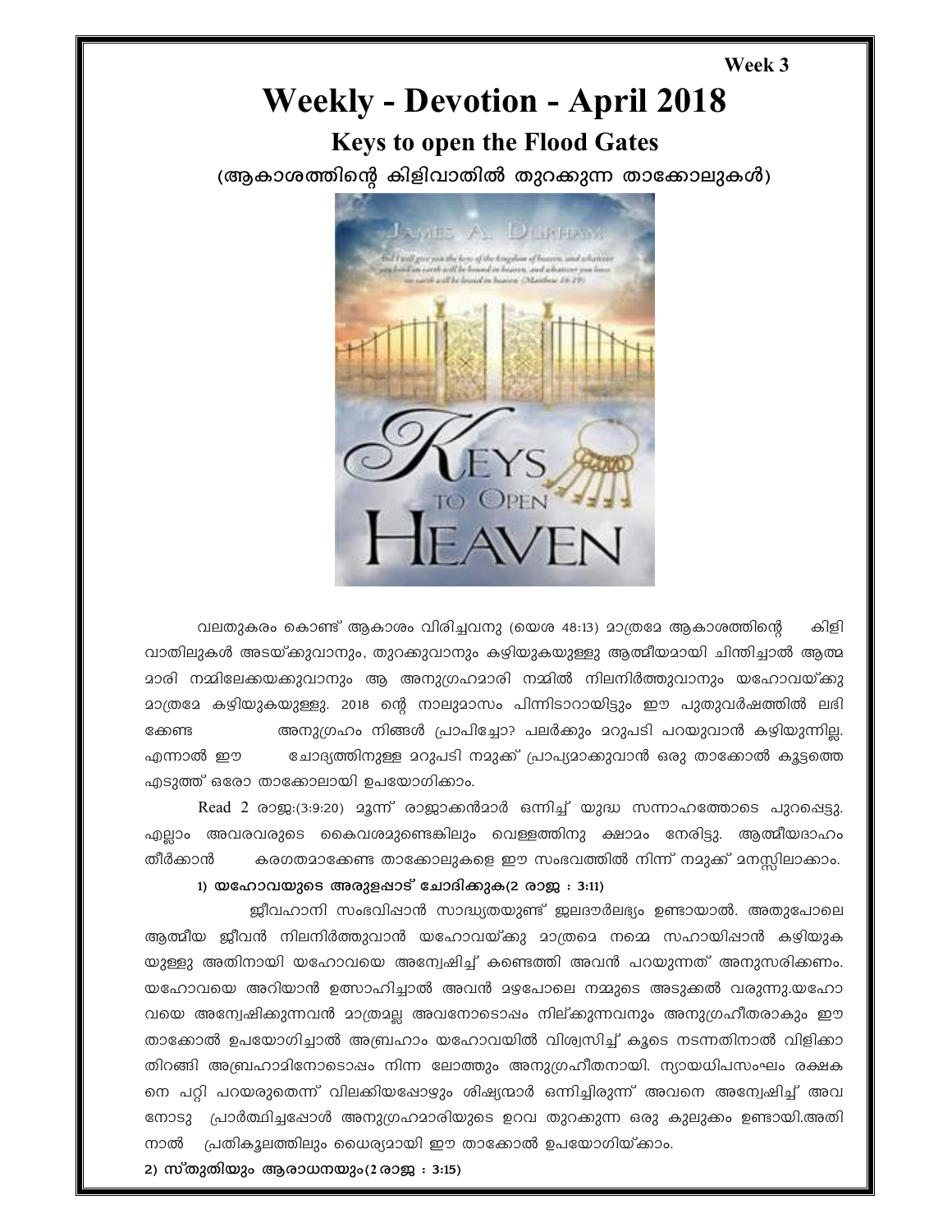Week 3

# Weekly - Devotion - April 2018

## Keys to open the Flood Gates

### (ആകാശത്തിന്റെ കിളിവാതിൽ തുറക്കുന്ന താക്കോലുകൾ)

വലതുകരം കൊണ്ട് ആകാശം വിരിച്ചവനു (യെശ 48:13) മാത്രമേ ആകാശത്തിന്റെ കിളി വാതിലുകൾ അടയ്ക്കുവാനും, തുറക്കുവാനും കഴിയുകയുള്ളു ആത്മീയമായി ചിന്തിച്ചാൽ ആത്മ മാരി നമ്മിലേക്കയക്കുവാനും ആ അനുഗ്രഹമാരി നമ്മിൽ നിലനിർത്തുവാനും യഹോവയ്ക്കു മാത്രമേ കഴിയുകയുള്ളു. 2018 ന്റെ നാലുമാസം പിന്നിടാറായിട്ടും ഈ പുതുവർഷത്തിൽ ലഭി ക്കേണ്ട അനുഗ്രഹം നിങ്ങൾ പ്രാപിച്ചോ? പലർക്കും മറുപടി പറയുവാൻ കഴിയുന്നില്ല. എന്നാൽ ഈ ചോദ്യത്തിനുള്ള മറുപടി നമുക്ക് പ്രാപ്യമാക്കുവാൻ ഒരു താക്കോൽ കൂട്ടത്തെ എടുത്ത് ഒരോ താക്കോലായി ഉപയോഗിക്കാം.

Read 2 രാജ:(3:9:20) മൂന്ന് രാജാക്കൻമാർ ഒന്നിച്ച് യുദ്ധ സന്നാഹത്തോടെ പുറപ്പെട്ടു. എല്ലാം അവരവരുടെ കൈവശമുണ്ടെങ്കിലും വെള്ളത്തിനു ക്ഷാമം നേരിട്ടു. ആത്മീയദാഹം തീർക്കാൻ കരഗതമാക്കേണ്ട താക്കോലുകളെ ഈ സംഭവത്തിൽ നിന്ന് നമുക്ക് മനസ്സിലാക്കാം.

**1) യഹോവയുടെ അരുളപ്പാട് ചോദിക്കുക(2 രാജ : 3:11)**

ജീവഹാനി സംഭവിപ്പാൻ സാദ്ധ്യതയുണ്ട് ജലദൗർലഭ്യം ഉണ്ടായാൽ. അതുപോലെ ആത്മീയ ജീവൻ നിലനിർത്തുവാൻ യഹോവയ്ക്കു മാത്രമെ നമ്മെ സഹായിപ്പാൻ കഴിയുക യുള്ളു അതിനായി യഹോവയെ അന്വേഷിച്ച് കണ്ടെത്തി അവൻ പറയുന്നത് അനുസരിക്കണം. യഹോവയെ അറിയാൻ ഉത്സാഹിച്ചാൽ അവൻ മഴപോലെ നമ്മുടെ അടുക്കൽ വരുന്നു.യഹോ വയെ അന്വേഷിക്കുന്നവൻ മാത്രമല്ല അവനോടൊപ്പം നില്ക്കുന്നവനും അനുഗ്രഹീതരാകും ഈ താക്കോൽ ഉപയോഗിച്ചാൽ അബ്രഹാം യഹോവയിൽ വിശ്വസിച്ച് കൂടെ നടന്നതിനാൽ വിളിക്കാ തിറങ്ങി അബ്രഹാമിനോടൊപ്പം നിന്ന ലോത്തും അനുഗ്രഹീതനായി. ന്യായധിപസംഘം രക്ഷക നെ പറ്റി പറയരുതെന്ന് വിലക്കിയപ്പോഴും ശിഷ്യന്മാർ ഒന്നിച്ചിരുന്ന് അവനെ അന്വേഷിച്ച് അവ നോടു പ്രാർത്ഥിച്ചപ്പോൾ അനുഗ്രഹമാരിയുടെ ഉറവ തുറക്കുന്ന ഒരു കുലുക്കം ഉണ്ടായി.അതി നാൽ പ്രതികൂലത്തിലും ധൈര്യമായി ഈ താക്കോൽ ഉപയോഗിയ്ക്കാം.

**2) സ്തുതിയും ആരാധനയും(2 രാജ : 3:15)**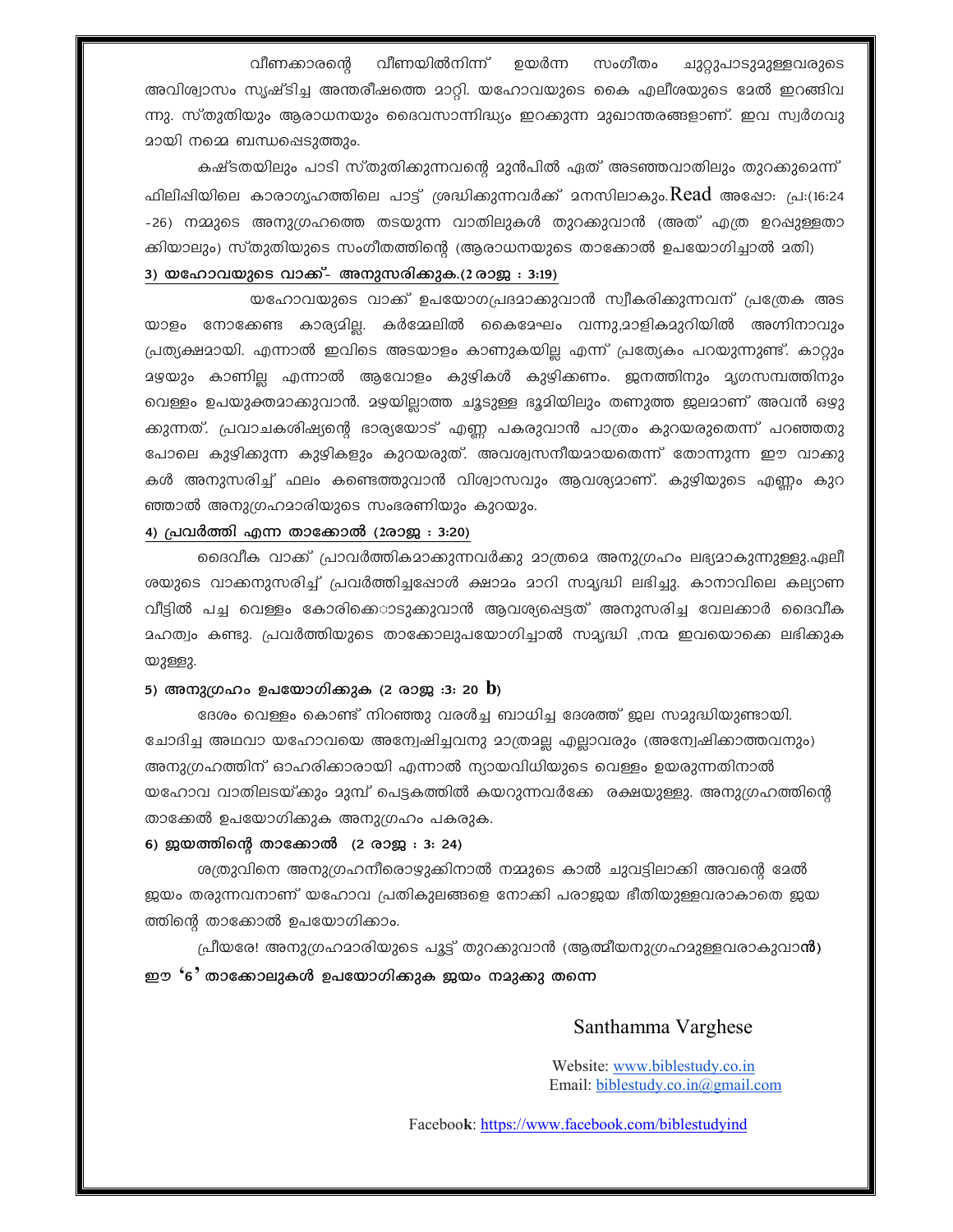വീണക്കാരന്റെ വീണയിൽനിന്ന് ഉയർന്ന സംഗീതം ചുറ്റുപാടുമുള്ളവരുടെ അവിശ്വാസം സൃഷ്ടിച്ച അന്തരീക്ഷത്തെ മാറ്റി. യഹോവയുടെ കൈ എലീശയുടെ മേൽ ഇറങ്ങിവന്നു. സ്തുതിയും ആരാധനയും ദൈവസാന്നിദ്ധ്യം ഇറക്കുന്ന മുഖാന്തരങ്ങളാണ്. ഇവ സ്വർഗവുമായി നമ്മെ ബന്ധപ്പെടുത്തും.

കഷ്ടതയിലും പാടി സ്തുതിക്കുന്നവന്റെ മുൻപിൽ ഏത് അടഞ്ഞവാതിലും തുറക്കുമെന്ന് ഫിലിപ്പിയിലെ കാരാഗൃഹത്തിലെ പാട്ട് ശ്രദ്ധിക്കുന്നവർക്ക് മനസിലാകും.Read അപ്പോ: പ്ര:(16:24 -26) നമ്മുടെ അനുഗ്രഹത്തെ തടയുന്ന വാതിലുകൾ തുറക്കുവാൻ (അത് എത്ര ഉറപ്പുള്ളതാക്കിയാലും) സ്തുതിയുടെ സംഗീതത്തിന്റെ (ആരാധനയുടെ താക്കോൽ ഉപയോഗിച്ചാൽ മതി)

**3) യഹോവയുടെ വാക്ക്- അനുസരിക്കുക.(2 രാജ : 3:19)**

യഹോവയുടെ വാക്ക് ഉപയോഗപ്രദമാക്കുവാൻ സ്വീകരിക്കുന്നവന് പ്രത്രേക അടയാളം നോക്കേണ്ട കാര്യമില്ല. കർമ്മേലിൽ കൈമേഘം വന്നു,മാളികമുറിയിൽ അഗ്നിനാവും പ്രത്യക്ഷമായി. എന്നാൽ ഇവിടെ അടയാളം കാണുകയില്ല എന്ന് പ്രത്യേകം പറയുന്നുണ്ട്. കാറ്റും മഴയും കാണില്ല എന്നാൽ ആവോളം കുഴികൾ കുഴിക്കണം. ജനത്തിനും മൃഗസമ്പത്തിനും വെള്ളം ഉപയുക്തമാക്കുവാൻ. മഴയില്ലാത്ത ചൂടുള്ള ഭൂമിയിലും തണുത്ത ജലമാണ് അവൻ ഒഴുക്കുന്നത്. പ്രവാചകശിഷ്യന്റെ ഭാര്യയോട് എണ്ണ പകരുവാൻ പാത്രം കുറയരുതെന്ന് പറഞ്ഞതു പോലെ കുഴിക്കുന്ന കുഴികളും കുറയരുത്. അവശ്വസനീയമായതെന്ന് തോന്നുന്ന ഈ വാക്കുകൾ അനുസരിച്ച് ഫലം കണ്ടെത്തുവാൻ വിശ്വാസവും ആവശ്യമാണ്. കുഴിയുടെ എണ്ണം കുറഞ്ഞാൽ അനുഗ്രഹമാരിയുടെ സംഭരണിയും കുറയും.

**4) പ്രവർത്തി എന്ന താക്കോൽ (2രാജ : 3:20)**

ദൈവീക വാക്ക് പ്രാവർത്തികമാക്കുന്നവർക്കു മാത്രമെ അനുഗ്രഹം ലഭ്യമാകുന്നുള്ളു.എലീശയുടെ വാക്കനുസരിച്ച് പ്രവർത്തിച്ചപ്പോൾ ക്ഷാമം മാറി സമൃദ്ധി ലഭിച്ചു. കാനാവിലെ കല്യാണ വീട്ടിൽ പച്ച വെള്ളം കോരികൊടുക്കുവാൻ ആവശ്യപ്പെട്ടത് അനുസരിച്ച വേലക്കാർ ദൈവീക മഹത്വം കണ്ടു. പ്രവർത്തിയുടെ താക്കോലുപയോഗിച്ചാൽ സമൃദ്ധി ,നന്മ ഇവയൊക്കെ ലഭിക്കുകയുള്ളു.

**5) അനുഗ്രഹം ഉപയോഗിക്കുക (2 രാജ :3: 20 b)**

ദേശം വെള്ളം കൊണ്ട് നിറഞ്ഞു വരൾച്ച ബാധിച്ച ദേശത്ത് ജല സമൃദ്ധിയുണ്ടായി. ചോദിച്ച അഥവാ യഹോവയെ അന്വേഷിച്ചവനു മാത്രമല്ല എല്ലാവരും (അന്വേഷിക്കാത്തവനും) അനുഗ്രഹത്തിന് ഓഹരിക്കാരായി എന്നാൽ ന്യായവിധിയുടെ വെള്ളം ഉയരുന്നതിനാൽ യഹോവ വാതിലടയ്ക്കും മുമ്പ് പെട്ടകത്തിൽ കയറുന്നവർക്കേ രക്ഷയുള്ളു. അനുഗ്രഹത്തിന്റെ താക്കോൽ ഉപയോഗിക്കുക അനുഗ്രഹം പകരുക.

**6) ജയത്തിന്റെ താക്കോൽ (2 രാജ : 3: 24)**

ശത്രുവിനെ അനുഗ്രഹനീരൊഴുക്കിനാൽ നമ്മുടെ കാൽ ചുവട്ടിലാക്കി അവന്റെ മേൽ ജയം തരുന്നവനാണ് യഹോവ പ്രതികുലങ്ങളെ നോക്കി പരാജയ ഭീതിയുള്ളവരാകാതെ ജയത്തിന്റെ താക്കോൽ ഉപയോഗിക്കാം.

പ്രീയരേ! അനുഗ്രഹമാരിയുടെ പൂട്ട് തുറക്കുവാൻ (ആത്മീയനുഗ്രഹമുള്ളവരാകുവാ**ൻ)**

**ഈ '6' താക്കോലുകൾ ഉപയോഗിക്കുക ജയം നമുക്കു തന്നെ**

Santhamma Varghese

Website: www.biblestudy.co.in
Email: biblestudy.co.in@gmail.com

Faceboo**k**: https://www.facebook.com/biblestudyind